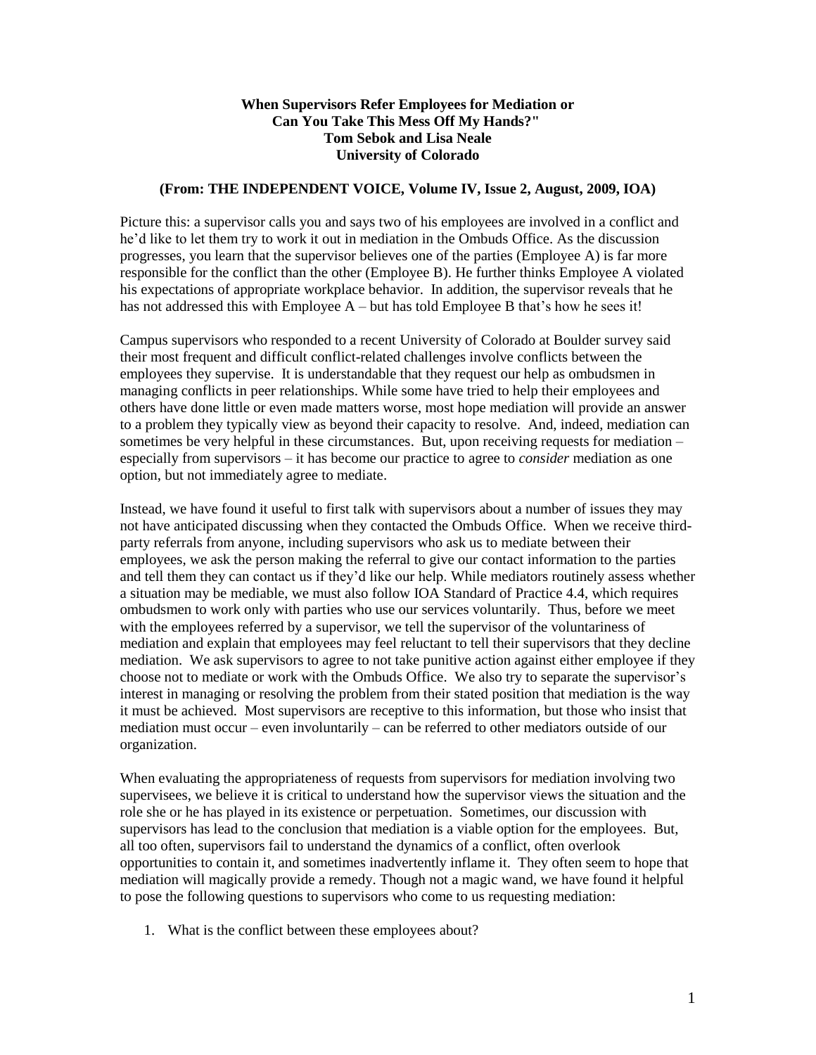**When Supervisors Refer Employees for Mediation or**
**Can You Take This Mess Off My Hands?"**
**Tom Sebok and Lisa Neale**
**University of Colorado**

**(From: THE INDEPENDENT VOICE, Volume IV, Issue 2, August, 2009, IOA)**

Picture this: a supervisor calls you and says two of his employees are involved in a conflict and he'd like to let them try to work it out in mediation in the Ombuds Office. As the discussion progresses, you learn that the supervisor believes one of the parties (Employee A) is far more responsible for the conflict than the other (Employee B). He further thinks Employee A violated his expectations of appropriate workplace behavior. In addition, the supervisor reveals that he has not addressed this with Employee A – but has told Employee B that's how he sees it!

Campus supervisors who responded to a recent University of Colorado at Boulder survey said their most frequent and difficult conflict-related challenges involve conflicts between the employees they supervise. It is understandable that they request our help as ombudsmen in managing conflicts in peer relationships. While some have tried to help their employees and others have done little or even made matters worse, most hope mediation will provide an answer to a problem they typically view as beyond their capacity to resolve. And, indeed, mediation can sometimes be very helpful in these circumstances. But, upon receiving requests for mediation – especially from supervisors – it has become our practice to agree to *consider* mediation as one option, but not immediately agree to mediate.

Instead, we have found it useful to first talk with supervisors about a number of issues they may not have anticipated discussing when they contacted the Ombuds Office. When we receive third-party referrals from anyone, including supervisors who ask us to mediate between their employees, we ask the person making the referral to give our contact information to the parties and tell them they can contact us if they'd like our help. While mediators routinely assess whether a situation may be mediable, we must also follow IOA Standard of Practice 4.4, which requires ombudsmen to work only with parties who use our services voluntarily. Thus, before we meet with the employees referred by a supervisor, we tell the supervisor of the voluntariness of mediation and explain that employees may feel reluctant to tell their supervisors that they decline mediation. We ask supervisors to agree to not take punitive action against either employee if they choose not to mediate or work with the Ombuds Office. We also try to separate the supervisor's interest in managing or resolving the problem from their stated position that mediation is the way it must be achieved. Most supervisors are receptive to this information, but those who insist that mediation must occur – even involuntarily – can be referred to other mediators outside of our organization.

When evaluating the appropriateness of requests from supervisors for mediation involving two supervisees, we believe it is critical to understand how the supervisor views the situation and the role she or he has played in its existence or perpetuation. Sometimes, our discussion with supervisors has lead to the conclusion that mediation is a viable option for the employees. But, all too often, supervisors fail to understand the dynamics of a conflict, often overlook opportunities to contain it, and sometimes inadvertently inflame it. They often seem to hope that mediation will magically provide a remedy. Though not a magic wand, we have found it helpful to pose the following questions to supervisors who come to us requesting mediation:

1. What is the conflict between these employees about?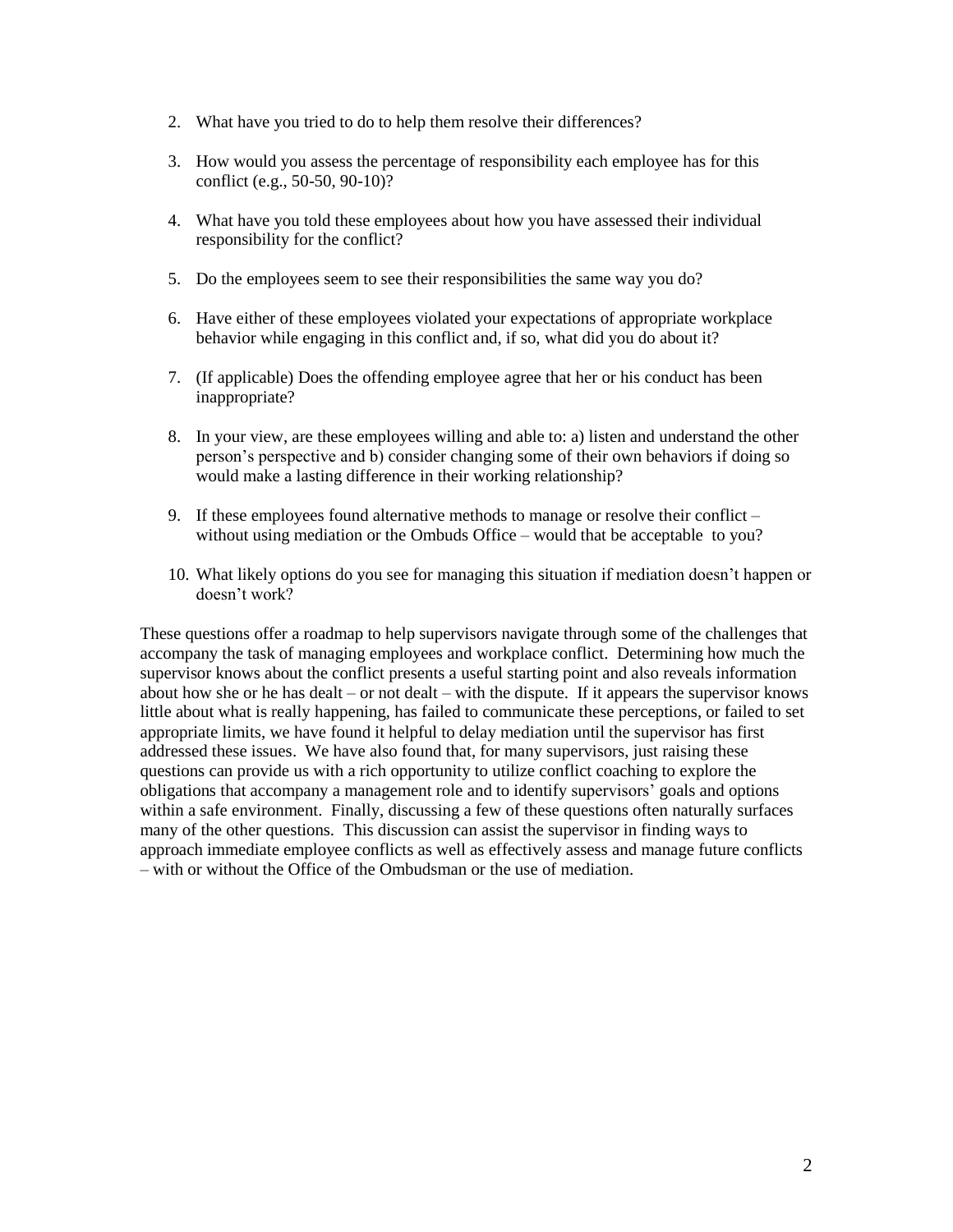2. What have you tried to do to help them resolve their differences?

3. How would you assess the percentage of responsibility each employee has for this conflict (e.g., 50-50, 90-10)?

4. What have you told these employees about how you have assessed their individual responsibility for the conflict?

5. Do the employees seem to see their responsibilities the same way you do?

6. Have either of these employees violated your expectations of appropriate workplace behavior while engaging in this conflict and, if so, what did you do about it?

7. (If applicable) Does the offending employee agree that her or his conduct has been inappropriate?

8. In your view, are these employees willing and able to: a) listen and understand the other person's perspective and b) consider changing some of their own behaviors if doing so would make a lasting difference in their working relationship?

9. If these employees found alternative methods to manage or resolve their conflict – without using mediation or the Ombuds Office – would that be acceptable to you?

10. What likely options do you see for managing this situation if mediation doesn't happen or doesn't work?

These questions offer a roadmap to help supervisors navigate through some of the challenges that accompany the task of managing employees and workplace conflict. Determining how much the supervisor knows about the conflict presents a useful starting point and also reveals information about how she or he has dealt – or not dealt – with the dispute. If it appears the supervisor knows little about what is really happening, has failed to communicate these perceptions, or failed to set appropriate limits, we have found it helpful to delay mediation until the supervisor has first addressed these issues. We have also found that, for many supervisors, just raising these questions can provide us with a rich opportunity to utilize conflict coaching to explore the obligations that accompany a management role and to identify supervisors' goals and options within a safe environment. Finally, discussing a few of these questions often naturally surfaces many of the other questions. This discussion can assist the supervisor in finding ways to approach immediate employee conflicts as well as effectively assess and manage future conflicts – with or without the Office of the Ombudsman or the use of mediation.